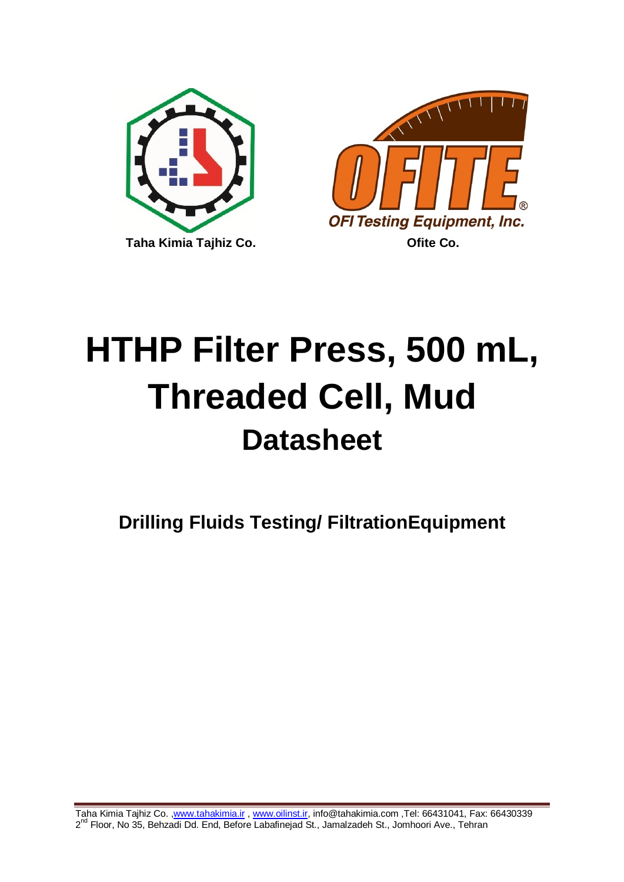Taha Kimia Tajhiz Co.

OFI Testing Equipment, Inc.

Ofite Co.

# HTHP Filter Press, 500 mL, Threaded Cell, Mud

## Datasheet

### Drilling Fluids Testing/ FiltrationEquipment

Taha Kimia Tajhiz Co. ,www.tahakimia.ir , www.oilinst.ir, info@tahakimia.com ,Tel: 66431041, Fax: 66430339
2nd Floor, No 35, Behzadi Dd. End, Before Labafinejad St., Jamalzadeh St., Jomhoori Ave., Tehran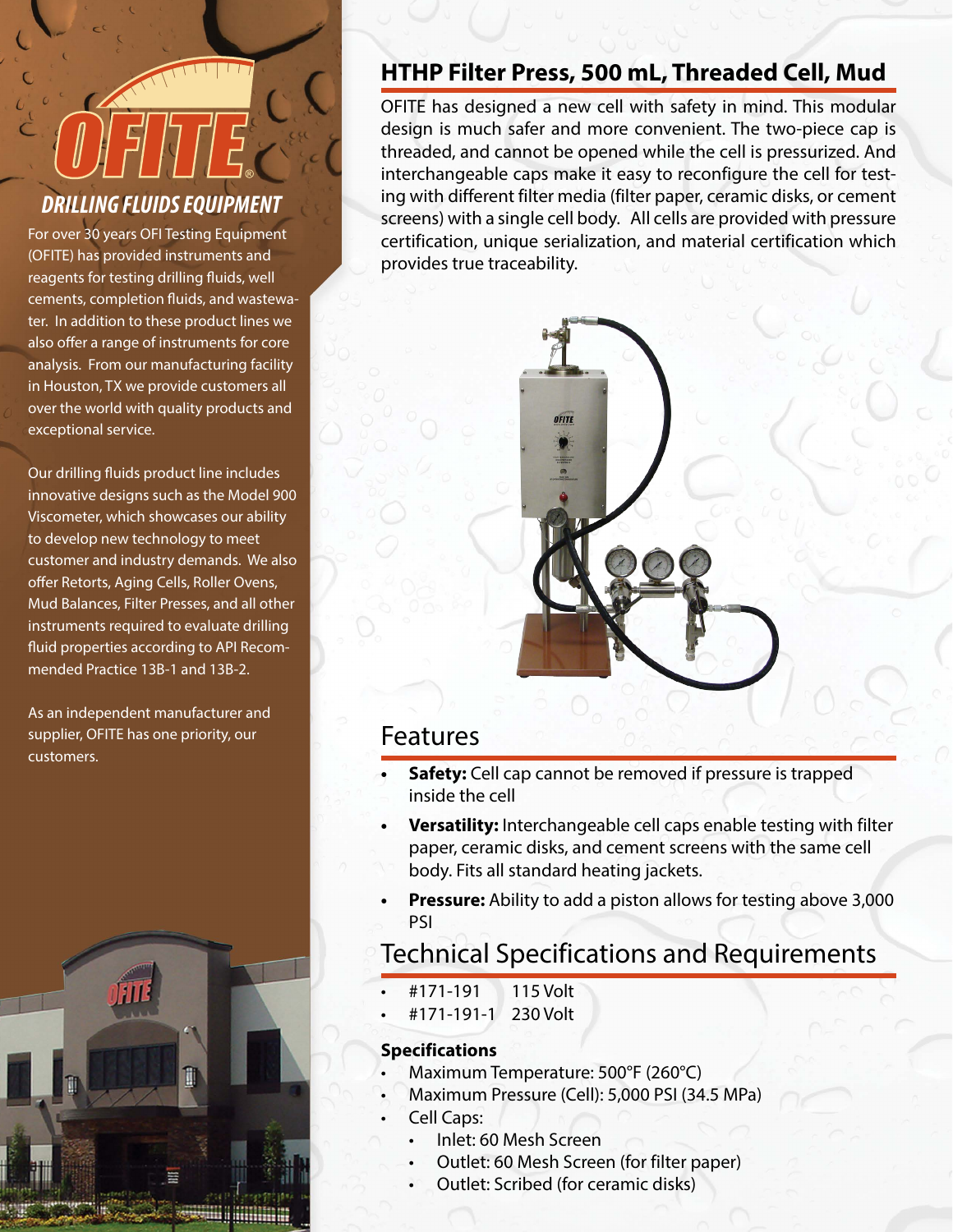OFITE

## DRILLING FLUIDS EQUIPMENT

For over 30 years OFI Testing Equipment (OFITE) has provided instruments and reagents for testing drilling fluids, well cements, completion fluids, and wastewater. In addition to these product lines we also offer a range of instruments for core analysis. From our manufacturing facility in Houston, TX we provide customers all over the world with quality products and exceptional service.

Our drilling fluids product line includes innovative designs such as the Model 900 Viscometer, which showcases our ability to develop new technology to meet customer and industry demands. We also offer Retorts, Aging Cells, Roller Ovens, Mud Balances, Filter Presses, and all other instruments required to evaluate drilling fluid properties according to API Recommended Practice 13B-1 and 13B-2.

As an independent manufacturer and supplier, OFITE has one priority, our customers.

# HTHP Filter Press, 500 mL, Threaded Cell, Mud

OFITE has designed a new cell with safety in mind. This modular design is much safer and more convenient. The two-piece cap is threaded, and cannot be opened while the cell is pressurized. And interchangeable caps make it easy to reconfigure the cell for testing with different filter media (filter paper, ceramic disks, or cement screens) with a single cell body. All cells are provided with pressure certification, unique serialization, and material certification which provides true traceability.

## Features

- **Safety:** Cell cap cannot be removed if pressure is trapped inside the cell
- **Versatility:** Interchangeable cell caps enable testing with filter paper, ceramic disks, and cement screens with the same cell body. Fits all standard heating jackets.
- **Pressure:** Ability to add a piston allows for testing above 3,000 PSI

## Technical Specifications and Requirements

- #171-191 115 Volt
- #171-191-1 230 Volt

### Specifications

- Maximum Temperature: 500°F (260°C)
- Maximum Pressure (Cell): 5,000 PSI (34.5 MPa)
- Cell Caps:
  - Inlet: 60 Mesh Screen
  - Outlet: 60 Mesh Screen (for filter paper)
  - Outlet: Scribed (for ceramic disks)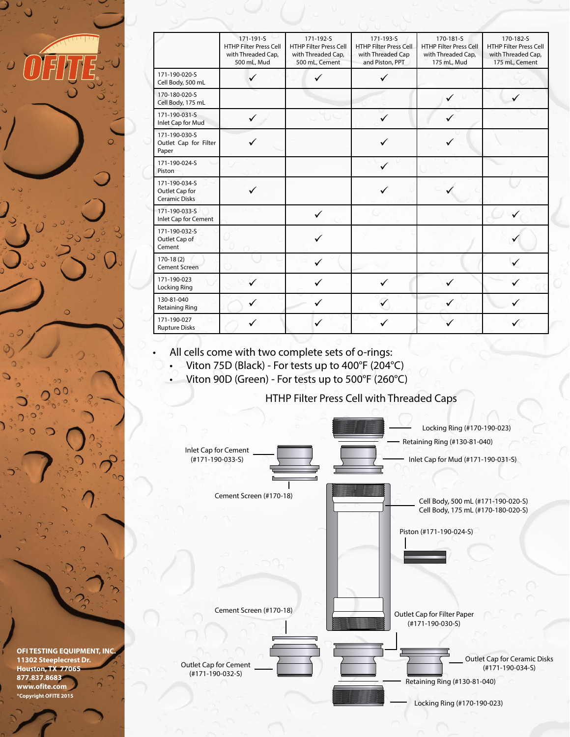| | 171-191-S HTHP Filter Press Cell with Threaded Cap, 500 mL, Mud | 171-192-S HTHP Filter Press Cell with Threaded Cap, 500 mL, Cement | 171-193-S HTHP Filter Press Cell with Threaded Cap and Piston, PPT | 170-181-S HTHP Filter Press Cell with Threaded Cap, 175 mL, Mud | 170-182-S HTHP Filter Press Cell with Threaded Cap, 175 mL, Cement |
|---|---|---|---|---|---|
| 171-190-020-S Cell Body, 500 mL | ✓ | ✓ | ✓ | | |
| 170-180-020-S Cell Body, 175 mL | | | | ✓ | ✓ |
| 171-190-031-S Inlet Cap for Mud | ✓ | | ✓ | ✓ | |
| 171-190-030-S Outlet Cap for Filter Paper | ✓ | | ✓ | ✓ | |
| 171-190-024-S Piston | | | ✓ | | |
| 171-190-034-S Outlet Cap for Ceramic Disks | ✓ | | ✓ | ✓ | |
| 171-190-033-S Inlet Cap for Cement | | ✓ | | | ✓ |
| 171-190-032-S Outlet Cap of Cement | | ✓ | | | ✓ |
| 170-18 (2) Cement Screen | | ✓ | | | ✓ |
| 171-190-023 Locking Ring | ✓ | ✓ | ✓ | ✓ | ✓ |
| 130-81-040 Retaining Ring | ✓ | ✓ | ✓ | ✓ | ✓ |
| 171-190-027 Rupture Disks | ✓ | ✓ | ✓ | ✓ | ✓ |

- All cells come with two complete sets of o-rings:
  - Viton 75D (Black) - For tests up to 400°F (204°C)
  - Viton 90D (Green) - For tests up to 500°F (260°C)

HTHP Filter Press Cell with Threaded Caps

Locking Ring (#170-190-023)
Retaining Ring (#130-81-040)
Inlet Cap for Cement (#171-190-033-S)
Inlet Cap for Mud (#171-190-031-S)
Cement Screen (#170-18)
Cell Body, 500 mL (#171-190-020-S)
Cell Body, 175 mL (#170-180-020-S)
Piston (#171-190-024-S)
Cement Screen (#170-18)
Outlet Cap for Filter Paper (#171-190-030-S)
Outlet Cap for Cement (#171-190-032-S)
Outlet Cap for Ceramic Disks (#171-190-034-S)
Retaining Ring (#130-81-040)
Locking Ring (#170-190-023)

OFI TESTING EQUIPMENT, INC.
11302 Steeplecrest Dr.
Houston, TX 77065
877.837.8683
www.ofite.com
*Copyright OFITE 2015